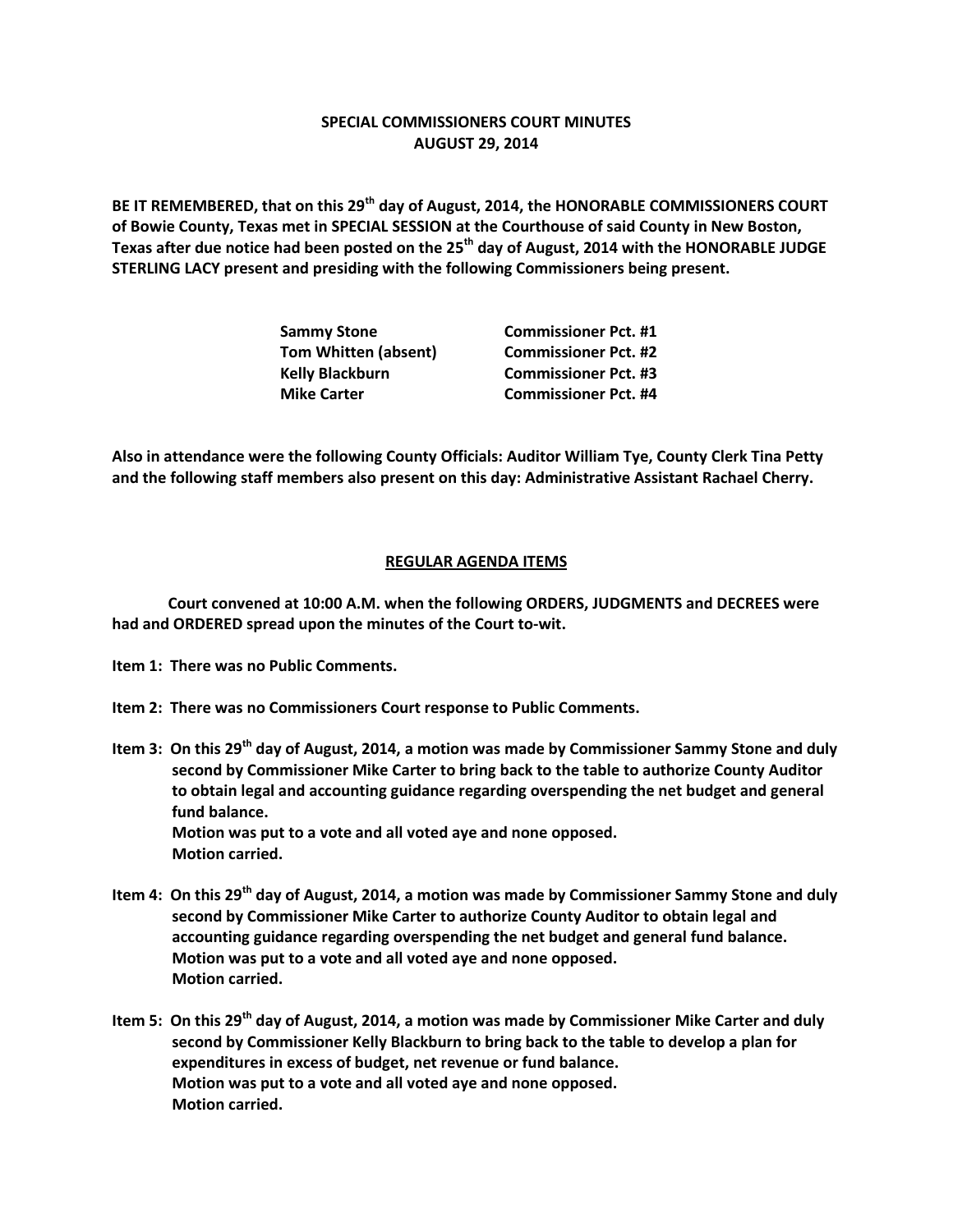**SPECIAL COMMISSIONERS COURT MINUTES**
**AUGUST 29, 2014**

**BE IT REMEMBERED, that on this 29th day of August, 2014, the HONORABLE COMMISSIONERS COURT of Bowie County, Texas met in SPECIAL SESSION at the Courthouse of said County in New Boston, Texas after due notice had been posted on the 25th day of August, 2014 with the HONORABLE JUDGE STERLING LACY present and presiding with the following Commissioners being present.**

| | |
|---|---|
| **Sammy Stone** | **Commissioner Pct. #1** |
| **Tom Whitten (absent)** | **Commissioner Pct. #2** |
| **Kelly Blackburn** | **Commissioner Pct. #3** |
| **Mike Carter** | **Commissioner Pct. #4** |

**Also in attendance were the following County Officials: Auditor William Tye, County Clerk Tina Petty and the following staff members also present on this day: Administrative Assistant Rachael Cherry.**

**REGULAR AGENDA ITEMS**

**Court convened at 10:00 A.M. when the following ORDERS, JUDGMENTS and DECREES were had and ORDERED spread upon the minutes of the Court to-wit.**

**Item 1: There was no Public Comments.**

**Item 2: There was no Commissioners Court response to Public Comments.**

**Item 3: On this 29th day of August, 2014, a motion was made by Commissioner Sammy Stone and duly second by Commissioner Mike Carter to bring back to the table to authorize County Auditor to obtain legal and accounting guidance regarding overspending the net budget and general fund balance.**
**Motion was put to a vote and all voted aye and none opposed.**
**Motion carried.**

**Item 4: On this 29th day of August, 2014, a motion was made by Commissioner Sammy Stone and duly second by Commissioner Mike Carter to authorize County Auditor to obtain legal and accounting guidance regarding overspending the net budget and general fund balance.**
**Motion was put to a vote and all voted aye and none opposed.**
**Motion carried.**

**Item 5: On this 29th day of August, 2014, a motion was made by Commissioner Mike Carter and duly second by Commissioner Kelly Blackburn to bring back to the table to develop a plan for expenditures in excess of budget, net revenue or fund balance.**
**Motion was put to a vote and all voted aye and none opposed.**
**Motion carried.**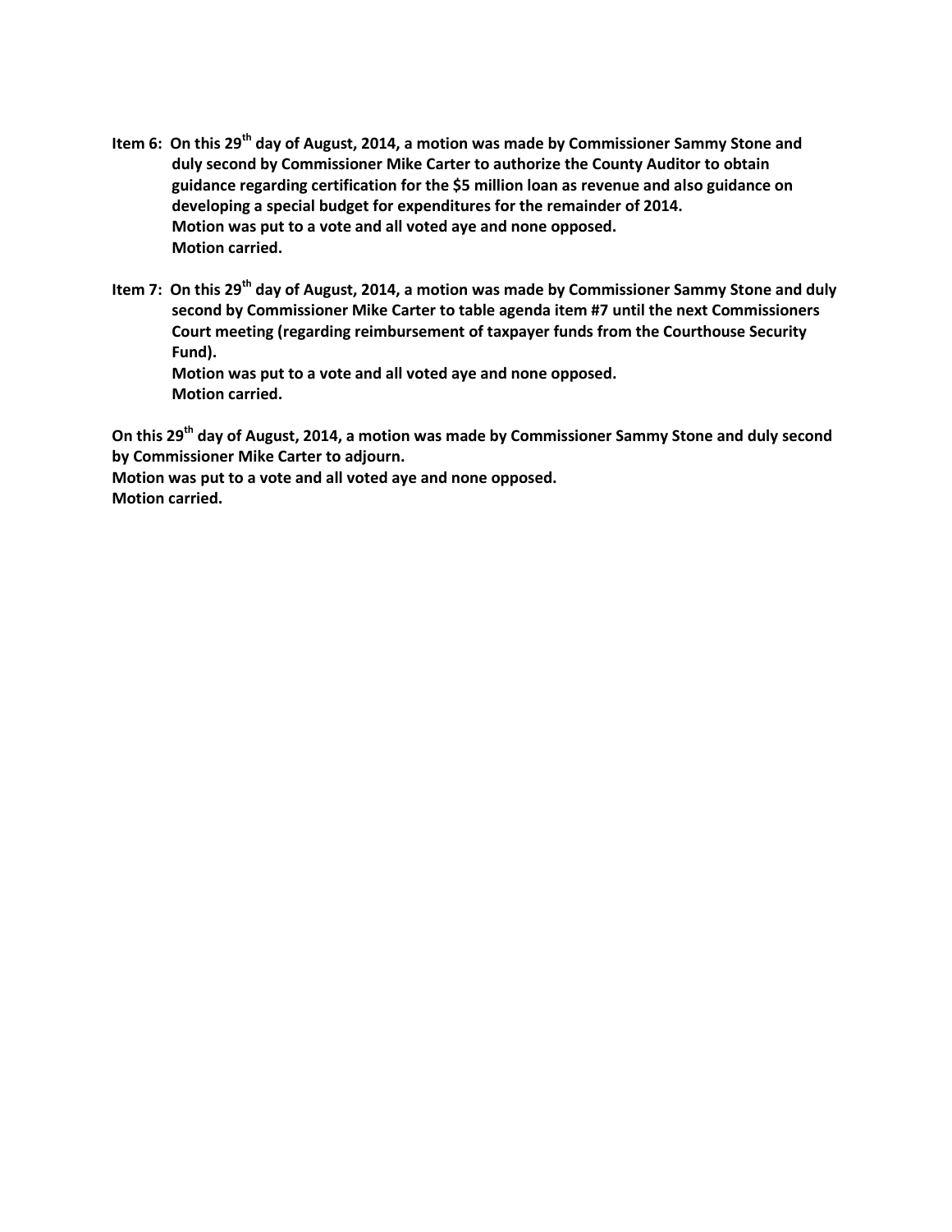**Item 6: On this 29th day of August, 2014, a motion was made by Commissioner Sammy Stone and duly second by Commissioner Mike Carter to authorize the County Auditor to obtain guidance regarding certification for the $5 million loan as revenue and also guidance on developing a special budget for expenditures for the remainder of 2014.**
**Motion was put to a vote and all voted aye and none opposed.**
**Motion carried.**

**Item 7: On this 29th day of August, 2014, a motion was made by Commissioner Sammy Stone and duly second by Commissioner Mike Carter to table agenda item #7 until the next Commissioners Court meeting (regarding reimbursement of taxpayer funds from the Courthouse Security Fund).**
**Motion was put to a vote and all voted aye and none opposed.**
**Motion carried.**

**On this 29th day of August, 2014, a motion was made by Commissioner Sammy Stone and duly second by Commissioner Mike Carter to adjourn.**
**Motion was put to a vote and all voted aye and none opposed.**
**Motion carried.**